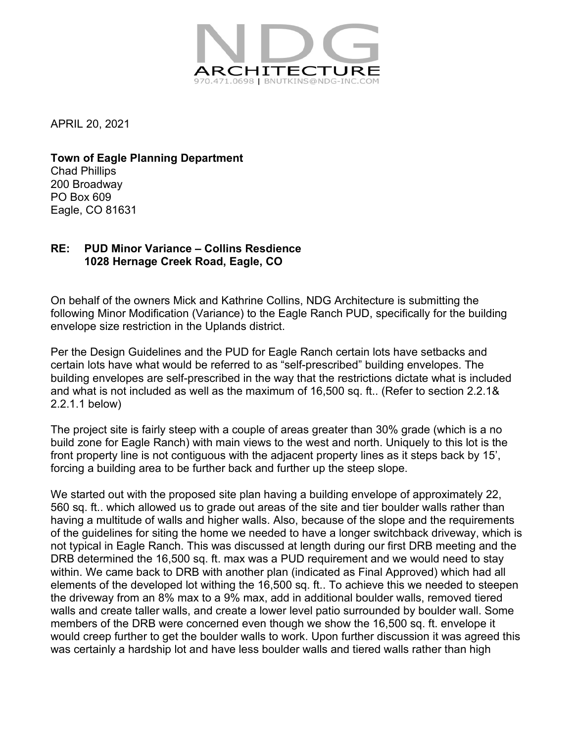# NDG ARCHITECTURE

970.471.0698 | BNUTKINS@NDG-INC.COM

APRIL 20, 2021

**Town of Eagle Planning Department**
Chad Phillips
200 Broadway
PO Box 609
Eagle, CO 81631

**RE: PUD Minor Variance – Collins Resdience**
**1028 Hernage Creek Road, Eagle, CO**

On behalf of the owners Mick and Kathrine Collins, NDG Architecture is submitting the following Minor Modification (Variance) to the Eagle Ranch PUD, specifically for the building envelope size restriction in the Uplands district.

Per the Design Guidelines and the PUD for Eagle Ranch certain lots have setbacks and certain lots have what would be referred to as "self-prescribed" building envelopes. The building envelopes are self-prescribed in the way that the restrictions dictate what is included and what is not included as well as the maximum of 16,500 sq. ft.. (Refer to section 2.2.1& 2.2.1.1 below)

The project site is fairly steep with a couple of areas greater than 30% grade (which is a no build zone for Eagle Ranch) with main views to the west and north. Uniquely to this lot is the front property line is not contiguous with the adjacent property lines as it steps back by 15', forcing a building area to be further back and further up the steep slope.

We started out with the proposed site plan having a building envelope of approximately 22, 560 sq. ft.. which allowed us to grade out areas of the site and tier boulder walls rather than having a multitude of walls and higher walls. Also, because of the slope and the requirements of the guidelines for siting the home we needed to have a longer switchback driveway, which is not typical in Eagle Ranch. This was discussed at length during our first DRB meeting and the DRB determined the 16,500 sq. ft. max was a PUD requirement and we would need to stay within. We came back to DRB with another plan (indicated as Final Approved) which had all elements of the developed lot withing the 16,500 sq. ft.. To achieve this we needed to steepen the driveway from an 8% max to a 9% max, add in additional boulder walls, removed tiered walls and create taller walls, and create a lower level patio surrounded by boulder wall. Some members of the DRB were concerned even though we show the 16,500 sq. ft. envelope it would creep further to get the boulder walls to work. Upon further discussion it was agreed this was certainly a hardship lot and have less boulder walls and tiered walls rather than high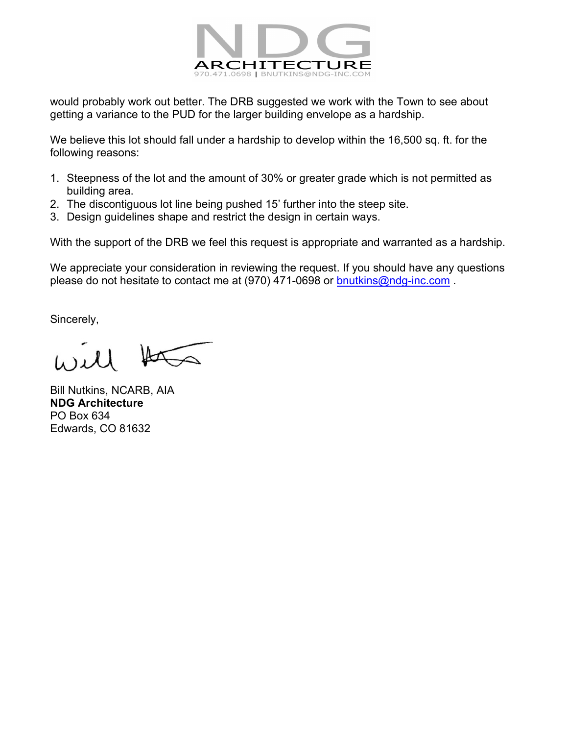would probably work out better. The DRB suggested we work with the Town to see about getting a variance to the PUD for the larger building envelope as a hardship.

We believe this lot should fall under a hardship to develop within the 16,500 sq. ft. for the following reasons:

1. Steepness of the lot and the amount of 30% or greater grade which is not permitted as building area.
2. The discontiguous lot line being pushed 15' further into the steep site.
3. Design guidelines shape and restrict the design in certain ways.

With the support of the DRB we feel this request is appropriate and warranted as a hardship.

We appreciate your consideration in reviewing the request. If you should have any questions please do not hesitate to contact me at (970) 471-0698 or bnutkins@ndg-inc.com .

Sincerely,

Bill Nutkins, NCARB, AIA
**NDG Architecture**
PO Box 634
Edwards, CO 81632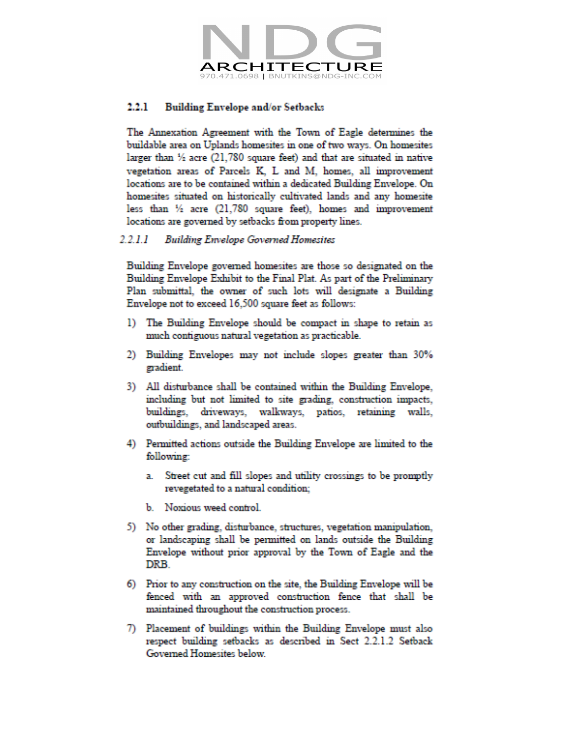### 2.2.1 Building Envelope and/or Setbacks

The Annexation Agreement with the Town of Eagle determines the buildable area on Uplands homesites in one of two ways. On homesites larger than ½ acre (21,780 square feet) and that are situated in native vegetation areas of Parcels K, L and M, homes, all improvement locations are to be contained within a dedicated Building Envelope. On homesites situated on historically cultivated lands and any homesite less than ½ acre (21,780 square feet), homes and improvement locations are governed by setbacks from property lines.

#### *2.2.1.1 Building Envelope Governed Homesites*

Building Envelope governed homesites are those so designated on the Building Envelope Exhibit to the Final Plat. As part of the Preliminary Plan submittal, the owner of such lots will designate a Building Envelope not to exceed 16,500 square feet as follows:

1) The Building Envelope should be compact in shape to retain as much contiguous natural vegetation as practicable.
2) Building Envelopes may not include slopes greater than 30% gradient.
3) All disturbance shall be contained within the Building Envelope, including but not limited to site grading, construction impacts, buildings, driveways, walkways, patios, retaining walls, outbuildings, and landscaped areas.
4) Permitted actions outside the Building Envelope are limited to the following:
   a. Street cut and fill slopes and utility crossings to be promptly revegetated to a natural condition;
   b. Noxious weed control.
5) No other grading, disturbance, structures, vegetation manipulation, or landscaping shall be permitted on lands outside the Building Envelope without prior approval by the Town of Eagle and the DRB.
6) Prior to any construction on the site, the Building Envelope will be fenced with an approved construction fence that shall be maintained throughout the construction process.
7) Placement of buildings within the Building Envelope must also respect building setbacks as described in Sect 2.2.1.2 Setback Governed Homesites below.